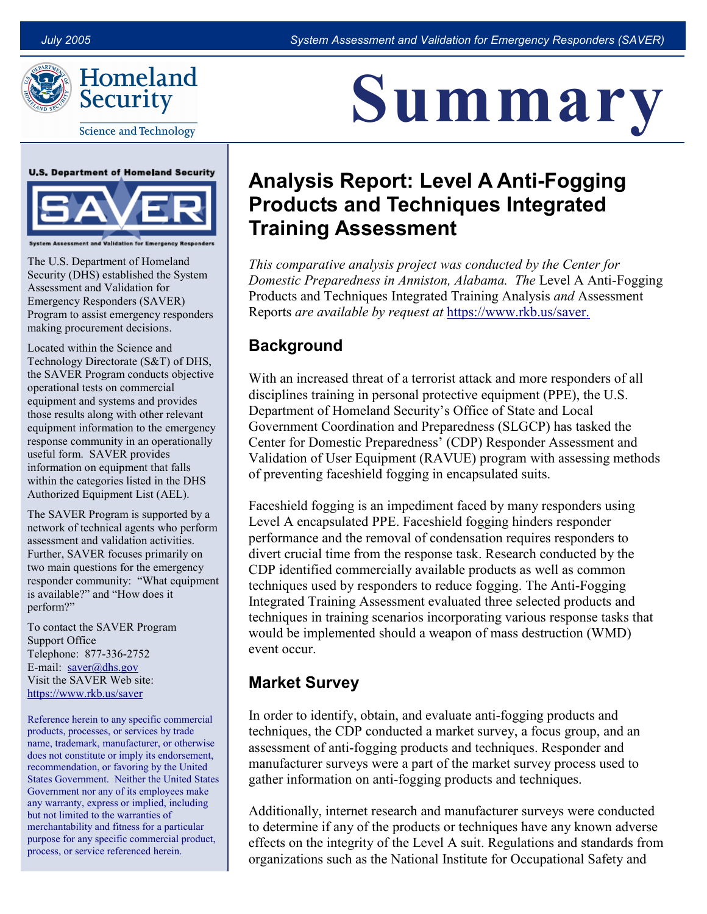# Summary

## Analysis Report: Level A Anti-Fogging Products and Techniques Integrated Training Assessment

*This comparative analysis project was conducted by the Center for Domestic Preparedness in Anniston, Alabama. The* Level A Anti-Fogging Products and Techniques Integrated Training Analysis *and* Assessment Reports *are available by request at* https://www.rkb.us/saver.

### Background

With an increased threat of a terrorist attack and more responders of all disciplines training in personal protective equipment (PPE), the U.S. Department of Homeland Security's Office of State and Local Government Coordination and Preparedness (SLGCP) has tasked the Center for Domestic Preparedness' (CDP) Responder Assessment and Validation of User Equipment (RAVUE) program with assessing methods of preventing faceshield fogging in encapsulated suits.

Faceshield fogging is an impediment faced by many responders using Level A encapsulated PPE. Faceshield fogging hinders responder performance and the removal of condensation requires responders to divert crucial time from the response task. Research conducted by the CDP identified commercially available products as well as common techniques used by responders to reduce fogging. The Anti-Fogging Integrated Training Assessment evaluated three selected products and techniques in training scenarios incorporating various response tasks that would be implemented should a weapon of mass destruction (WMD) event occur.

### Market Survey

In order to identify, obtain, and evaluate anti-fogging products and techniques, the CDP conducted a market survey, a focus group, and an assessment of anti-fogging products and techniques. Responder and manufacturer surveys were a part of the market survey process used to gather information on anti-fogging products and techniques.

Additionally, internet research and manufacturer surveys were conducted to determine if any of the products or techniques have any known adverse effects on the integrity of the Level A suit. Regulations and standards from organizations such as the National Institute for Occupational Safety and

---

**U.S. Department of Homeland Security**

**SAVER**

System Assessment and Validation for Emergency Responders

The U.S. Department of Homeland Security (DHS) established the System Assessment and Validation for Emergency Responders (SAVER) Program to assist emergency responders making procurement decisions.

Located within the Science and Technology Directorate (S&T) of DHS, the SAVER Program conducts objective operational tests on commercial equipment and systems and provides those results along with other relevant equipment information to the emergency response community in an operationally useful form. SAVER provides information on equipment that falls within the categories listed in the DHS Authorized Equipment List (AEL).

The SAVER Program is supported by a network of technical agents who perform assessment and validation activities. Further, SAVER focuses primarily on two main questions for the emergency responder community: "What equipment is available?" and "How does it perform?"

To contact the SAVER Program Support Office
Telephone: 877-336-2752
E-mail: saver@dhs.gov
Visit the SAVER Web site:
https://www.rkb.us/saver

Reference herein to any specific commercial products, processes, or services by trade name, trademark, manufacturer, or otherwise does not constitute or imply its endorsement, recommendation, or favoring by the United States Government. Neither the United States Government nor any of its employees make any warranty, express or implied, including but not limited to the warranties of merchantability and fitness for a particular purpose for any specific commercial product, process, or service referenced herein.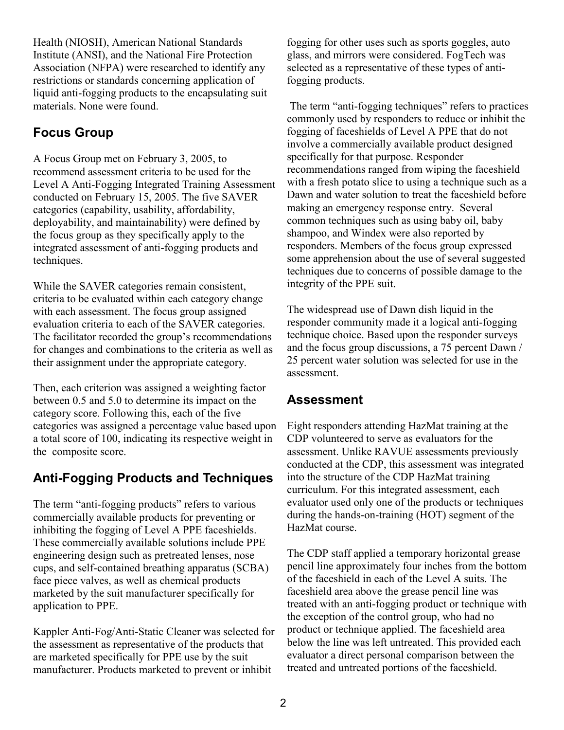Health (NIOSH), American National Standards Institute (ANSI), and the National Fire Protection Association (NFPA) were researched to identify any restrictions or standards concerning application of liquid anti-fogging products to the encapsulating suit materials. None were found.

## Focus Group

A Focus Group met on February 3, 2005, to recommend assessment criteria to be used for the Level A Anti-Fogging Integrated Training Assessment conducted on February 15, 2005. The five SAVER categories (capability, usability, affordability, deployability, and maintainability) were defined by the focus group as they specifically apply to the integrated assessment of anti-fogging products and techniques.

While the SAVER categories remain consistent, criteria to be evaluated within each category change with each assessment. The focus group assigned evaluation criteria to each of the SAVER categories. The facilitator recorded the group's recommendations for changes and combinations to the criteria as well as their assignment under the appropriate category.

Then, each criterion was assigned a weighting factor between 0.5 and 5.0 to determine its impact on the category score. Following this, each of the five categories was assigned a percentage value based upon a total score of 100, indicating its respective weight in the composite score.

## Anti-Fogging Products and Techniques

The term "anti-fogging products" refers to various commercially available products for preventing or inhibiting the fogging of Level A PPE faceshields. These commercially available solutions include PPE engineering design such as pretreated lenses, nose cups, and self-contained breathing apparatus (SCBA) face piece valves, as well as chemical products marketed by the suit manufacturer specifically for application to PPE.

Kappler Anti-Fog/Anti-Static Cleaner was selected for the assessment as representative of the products that are marketed specifically for PPE use by the suit manufacturer. Products marketed to prevent or inhibit fogging for other uses such as sports goggles, auto glass, and mirrors were considered. FogTech was selected as a representative of these types of anti-fogging products.

The term "anti-fogging techniques" refers to practices commonly used by responders to reduce or inhibit the fogging of faceshields of Level A PPE that do not involve a commercially available product designed specifically for that purpose. Responder recommendations ranged from wiping the faceshield with a fresh potato slice to using a technique such as a Dawn and water solution to treat the faceshield before making an emergency response entry. Several common techniques such as using baby oil, baby shampoo, and Windex were also reported by responders. Members of the focus group expressed some apprehension about the use of several suggested techniques due to concerns of possible damage to the integrity of the PPE suit.

The widespread use of Dawn dish liquid in the responder community made it a logical anti-fogging technique choice. Based upon the responder surveys and the focus group discussions, a 75 percent Dawn / 25 percent water solution was selected for use in the assessment.

## Assessment

Eight responders attending HazMat training at the CDP volunteered to serve as evaluators for the assessment. Unlike RAVUE assessments previously conducted at the CDP, this assessment was integrated into the structure of the CDP HazMat training curriculum. For this integrated assessment, each evaluator used only one of the products or techniques during the hands-on-training (HOT) segment of the HazMat course.

The CDP staff applied a temporary horizontal grease pencil line approximately four inches from the bottom of the faceshield in each of the Level A suits. The faceshield area above the grease pencil line was treated with an anti-fogging product or technique with the exception of the control group, who had no product or technique applied. The faceshield area below the line was left untreated. This provided each evaluator a direct personal comparison between the treated and untreated portions of the faceshield.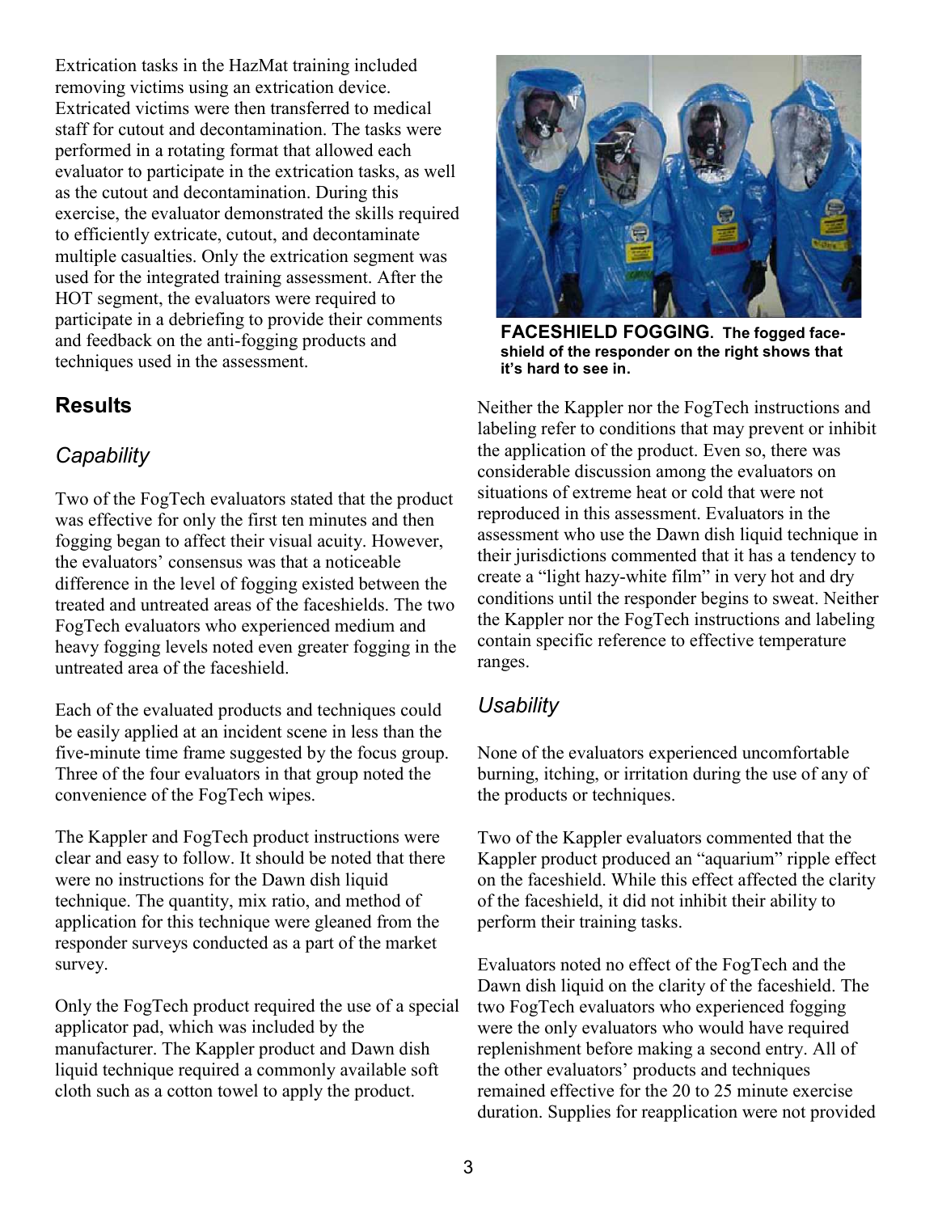Extrication tasks in the HazMat training included removing victims using an extrication device. Extricated victims were then transferred to medical staff for cutout and decontamination. The tasks were performed in a rotating format that allowed each evaluator to participate in the extrication tasks, as well as the cutout and decontamination. During this exercise, the evaluator demonstrated the skills required to efficiently extricate, cutout, and decontaminate multiple casualties. Only the extrication segment was used for the integrated training assessment. After the HOT segment, the evaluators were required to participate in a debriefing to provide their comments and feedback on the anti-fogging products and techniques used in the assessment.

## Results

### *Capability*

Two of the FogTech evaluators stated that the product was effective for only the first ten minutes and then fogging began to affect their visual acuity. However, the evaluators' consensus was that a noticeable difference in the level of fogging existed between the treated and untreated areas of the faceshields. The two FogTech evaluators who experienced medium and heavy fogging levels noted even greater fogging in the untreated area of the faceshield.

Each of the evaluated products and techniques could be easily applied at an incident scene in less than the five-minute time frame suggested by the focus group. Three of the four evaluators in that group noted the convenience of the FogTech wipes.

The Kappler and FogTech product instructions were clear and easy to follow. It should be noted that there were no instructions for the Dawn dish liquid technique. The quantity, mix ratio, and method of application for this technique were gleaned from the responder surveys conducted as a part of the market survey.

Only the FogTech product required the use of a special applicator pad, which was included by the manufacturer. The Kappler product and Dawn dish liquid technique required a commonly available soft cloth such as a cotton towel to apply the product.

**FACESHIELD FOGGING. The fogged face-shield of the responder on the right shows that it's hard to see in.**

Neither the Kappler nor the FogTech instructions and labeling refer to conditions that may prevent or inhibit the application of the product. Even so, there was considerable discussion among the evaluators on situations of extreme heat or cold that were not reproduced in this assessment. Evaluators in the assessment who use the Dawn dish liquid technique in their jurisdictions commented that it has a tendency to create a "light hazy-white film" in very hot and dry conditions until the responder begins to sweat. Neither the Kappler nor the FogTech instructions and labeling contain specific reference to effective temperature ranges.

### *Usability*

None of the evaluators experienced uncomfortable burning, itching, or irritation during the use of any of the products or techniques.

Two of the Kappler evaluators commented that the Kappler product produced an "aquarium" ripple effect on the faceshield. While this effect affected the clarity of the faceshield, it did not inhibit their ability to perform their training tasks.

Evaluators noted no effect of the FogTech and the Dawn dish liquid on the clarity of the faceshield. The two FogTech evaluators who experienced fogging were the only evaluators who would have required replenishment before making a second entry. All of the other evaluators' products and techniques remained effective for the 20 to 25 minute exercise duration. Supplies for reapplication were not provided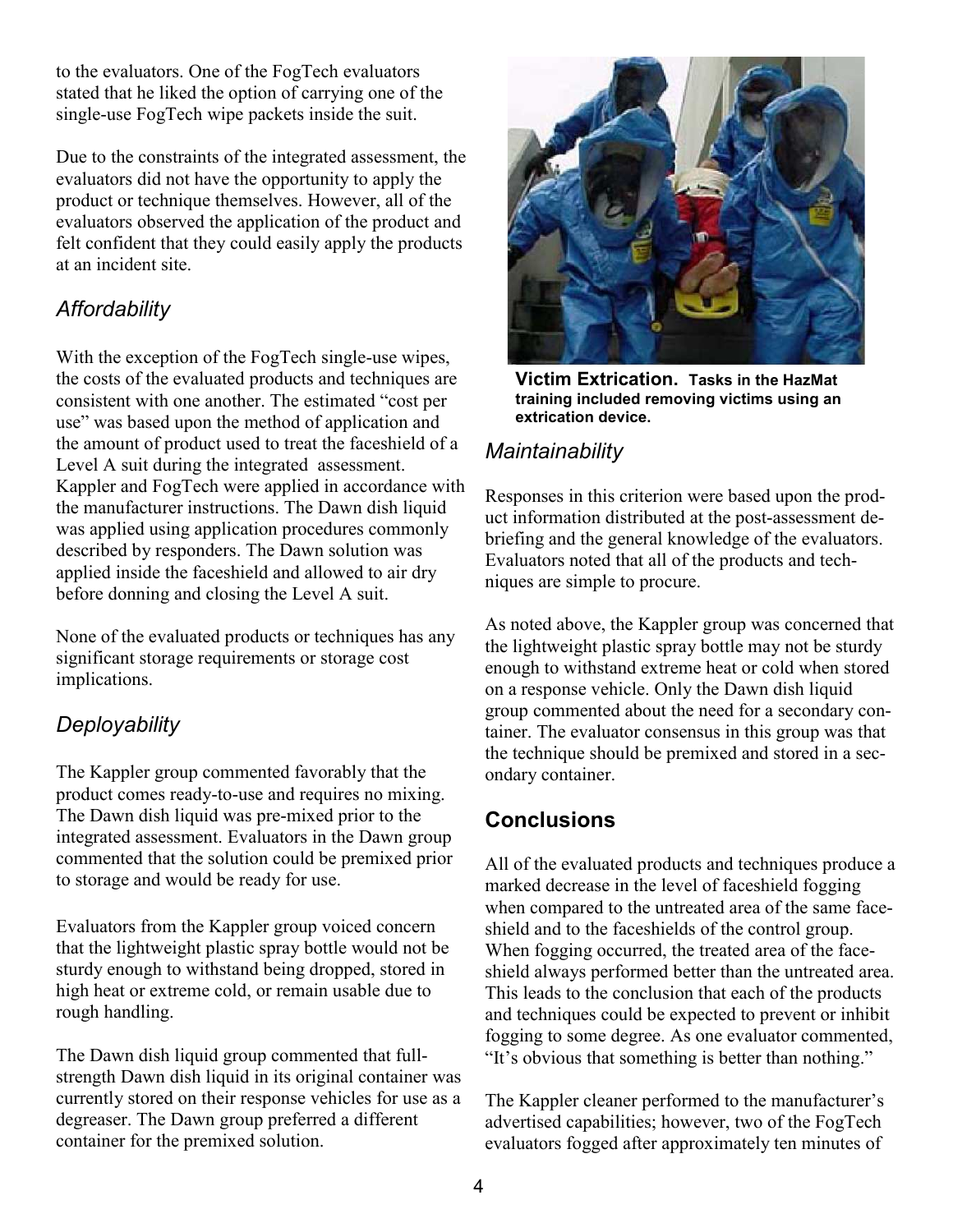to the evaluators. One of the FogTech evaluators stated that he liked the option of carrying one of the single-use FogTech wipe packets inside the suit.

Due to the constraints of the integrated assessment, the evaluators did not have the opportunity to apply the product or technique themselves. However, all of the evaluators observed the application of the product and felt confident that they could easily apply the products at an incident site.

## *Affordability*

With the exception of the FogTech single-use wipes, the costs of the evaluated products and techniques are consistent with one another. The estimated "cost per use" was based upon the method of application and the amount of product used to treat the faceshield of a Level A suit during the integrated assessment. Kappler and FogTech were applied in accordance with the manufacturer instructions. The Dawn dish liquid was applied using application procedures commonly described by responders. The Dawn solution was applied inside the faceshield and allowed to air dry before donning and closing the Level A suit.

None of the evaluated products or techniques has any significant storage requirements or storage cost implications.

## *Deployability*

The Kappler group commented favorably that the product comes ready-to-use and requires no mixing. The Dawn dish liquid was pre-mixed prior to the integrated assessment. Evaluators in the Dawn group commented that the solution could be premixed prior to storage and would be ready for use.

Evaluators from the Kappler group voiced concern that the lightweight plastic spray bottle would not be sturdy enough to withstand being dropped, stored in high heat or extreme cold, or remain usable due to rough handling.

The Dawn dish liquid group commented that full-strength Dawn dish liquid in its original container was currently stored on their response vehicles for use as a degreaser. The Dawn group preferred a different container for the premixed solution.

**Victim Extrication.** **Tasks in the HazMat training included removing victims using an extrication device.**

## *Maintainability*

Responses in this criterion were based upon the product information distributed at the post-assessment debriefing and the general knowledge of the evaluators. Evaluators noted that all of the products and techniques are simple to procure.

As noted above, the Kappler group was concerned that the lightweight plastic spray bottle may not be sturdy enough to withstand extreme heat or cold when stored on a response vehicle. Only the Dawn dish liquid group commented about the need for a secondary container. The evaluator consensus in this group was that the technique should be premixed and stored in a secondary container.

## **Conclusions**

All of the evaluated products and techniques produce a marked decrease in the level of faceshield fogging when compared to the untreated area of the same faceshield and to the faceshields of the control group. When fogging occurred, the treated area of the faceshield always performed better than the untreated area. This leads to the conclusion that each of the products and techniques could be expected to prevent or inhibit fogging to some degree. As one evaluator commented, "It's obvious that something is better than nothing."

The Kappler cleaner performed to the manufacturer's advertised capabilities; however, two of the FogTech evaluators fogged after approximately ten minutes of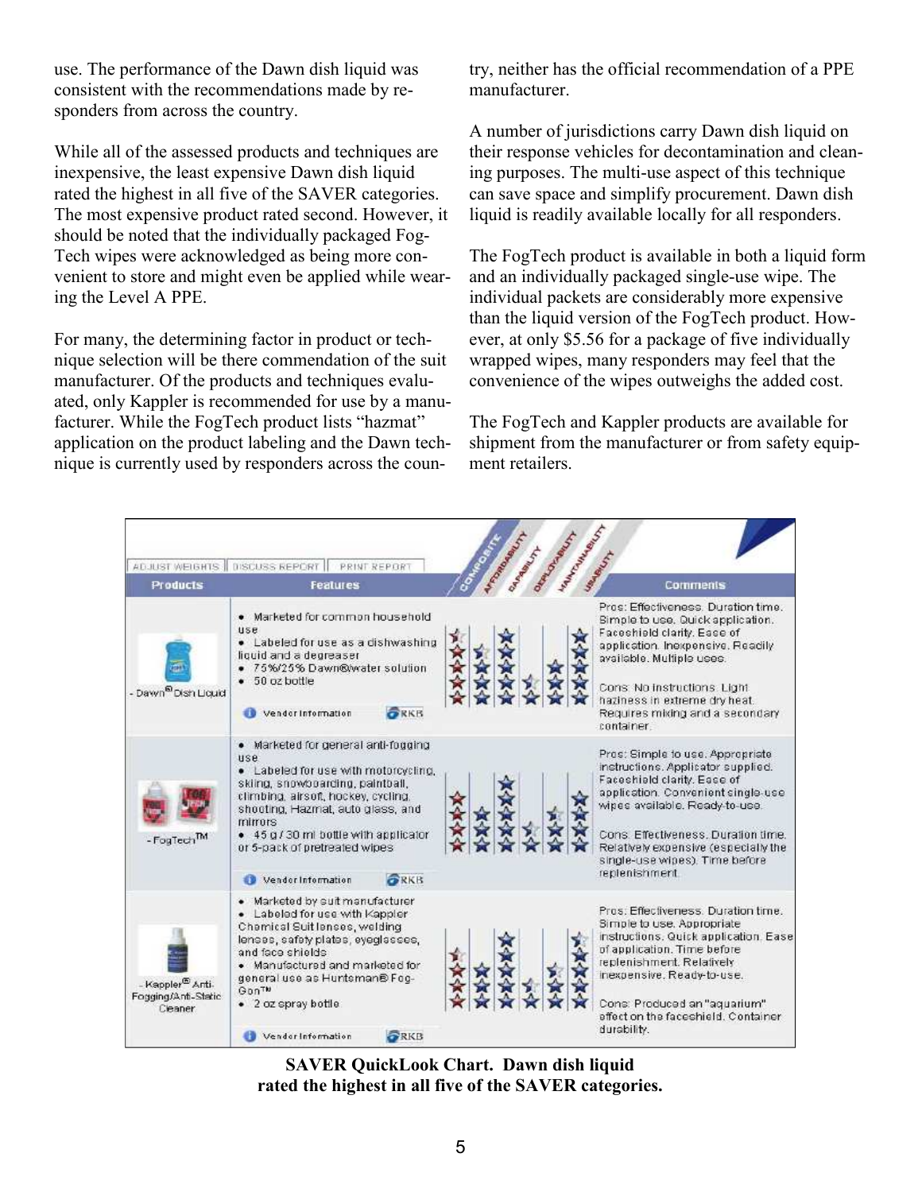use. The performance of the Dawn dish liquid was consistent with the recommendations made by responders from across the country.

While all of the assessed products and techniques are inexpensive, the least expensive Dawn dish liquid rated the highest in all five of the SAVER categories. The most expensive product rated second. However, it should be noted that the individually packaged FogTech wipes were acknowledged as being more convenient to store and might even be applied while wearing the Level A PPE.

For many, the determining factor in product or technique selection will be there commendation of the suit manufacturer. Of the products and techniques evaluated, only Kappler is recommended for use by a manufacturer. While the FogTech product lists "hazmat" application on the product labeling and the Dawn technique is currently used by responders across the country, neither has the official recommendation of a PPE manufacturer.

A number of jurisdictions carry Dawn dish liquid on their response vehicles for decontamination and cleaning purposes. The multi-use aspect of this technique can save space and simplify procurement. Dawn dish liquid is readily available locally for all responders.

The FogTech product is available in both a liquid form and an individually packaged single-use wipe. The individual packets are considerably more expensive than the liquid version of the FogTech product. However, at only $5.56 for a package of five individually wrapped wipes, many responders may feel that the convenience of the wipes outweighs the added cost.

The FogTech and Kappler products are available for shipment from the manufacturer or from safety equipment retailers.

ADJUST WEIGHTS | DISCUSS REPORT | PRINT REPORT

| Products | Features | Comments |
| --- | --- | --- |
| Dawn® Dish Liquid | • Marketed for common household use<br>• Labeled for use as a dishwashing liquid and a degreaser<br>• 75%/25% Dawn®/water solution<br>• 50 oz bottle<br>Vendor Information RKB | Pros: Effectiveness. Duration time. Simple to use. Quick application. Faceshield clarity. Ease of application. Inexpensive. Readily available. Multiple uses.<br>Cons: No instructions. Light haziness in extreme dry heat. Requires mixing and a secondary container. |
| FogTech™ | • Marketed for general anti-fogging use<br>• Labeled for use with motorcycling, skiing, snowboarding, paintball, climbing, airsoft, hockey, cycling, shooting, Hazmat, auto glass, and mirrors<br>• 45 g / 30 ml bottle with applicator or 5-pack of pretreated wipes<br>Vendor Information RKB | Pros: Simple to use. Appropriate instructions. Applicator supplied. Faceshield clarity. Ease of application. Convenient single-use wipes available. Ready-to-use.<br>Cons: Effectiveness. Duration time. Relatively expensive (especially the single-use wipes). Time before replenishment. |
| Kappler® Anti-Fogging/Anti-Static Cleaner | • Marketed by suit manufacturer<br>• Labeled for use with Kappler Chemical Suit lenses, welding lenses, safety plates, eyeglasses, and face shields<br>• Manufactured and marketed for general use as Huntsman® Fog-Gon™<br>• 2 oz spray bottle<br>Vendor Information RKB | Pros: Effectiveness. Duration time. Simple to use. Appropriate instructions. Quick application. Ease of application. Time before replenishment. Relatively inexpensive. Ready-to-use.<br>Cons: Produced an "aquarium" effect on the faceshield. Container durability. |

COMPOSITE AFFORDABILITY CAPABILITY DEPLOYABILITY MAINTAINABILITY USABILITY

**SAVER QuickLook Chart. Dawn dish liquid rated the highest in all five of the SAVER categories.**